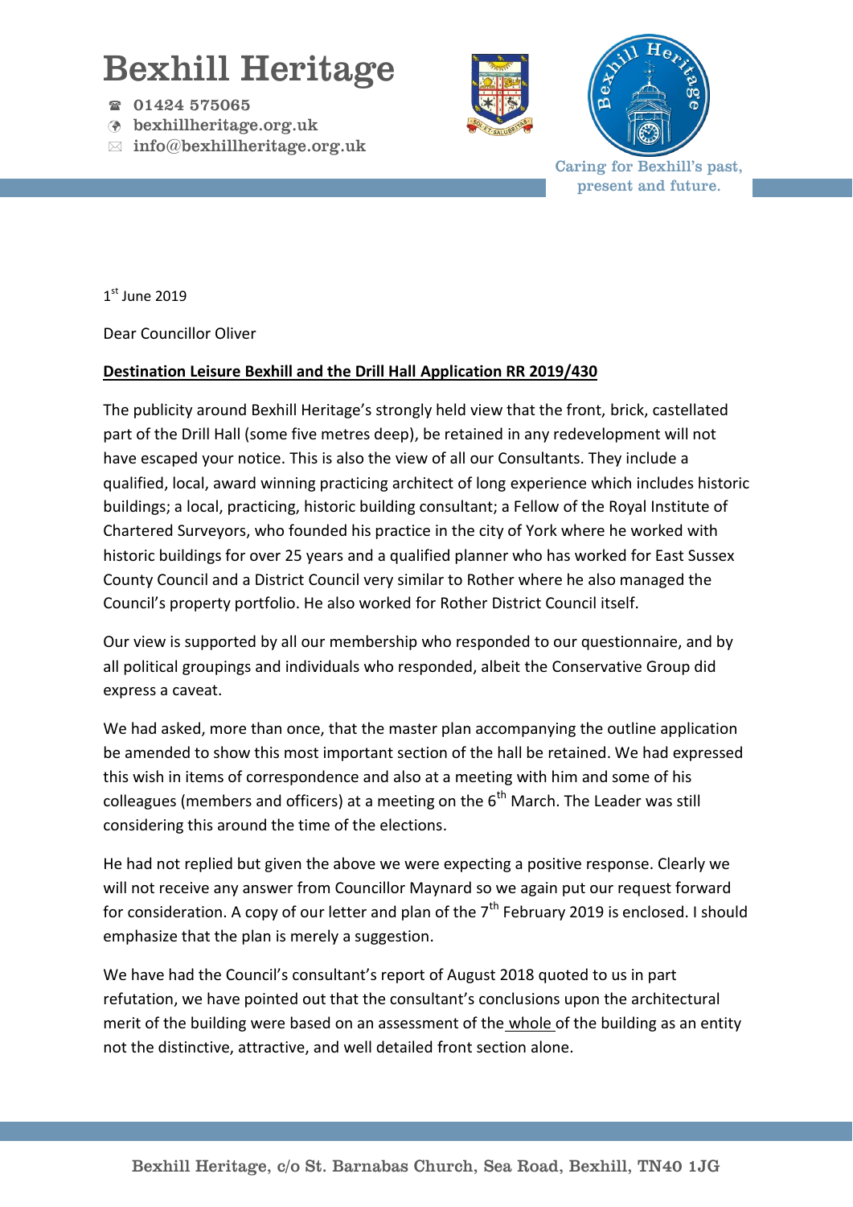# Bexhill Heritage

☎ 01424 575065
bexhillheritage.org.uk
✉ info@bexhillheritage.org.uk

Caring for Bexhill's past, present and future.

1st June 2019

Dear Councillor Oliver

**Destination Leisure Bexhill and the Drill Hall Application RR 2019/430**

The publicity around Bexhill Heritage's strongly held view that the front, brick, castellated part of the Drill Hall (some five metres deep), be retained in any redevelopment will not have escaped your notice. This is also the view of all our Consultants. They include a qualified, local, award winning practicing architect of long experience which includes historic buildings; a local, practicing, historic building consultant; a Fellow of the Royal Institute of Chartered Surveyors, who founded his practice in the city of York where he worked with historic buildings for over 25 years and a qualified planner who has worked for East Sussex County Council and a District Council very similar to Rother where he also managed the Council's property portfolio. He also worked for Rother District Council itself.

Our view is supported by all our membership who responded to our questionnaire, and by all political groupings and individuals who responded, albeit the Conservative Group did express a caveat.

We had asked, more than once, that the master plan accompanying the outline application be amended to show this most important section of the hall be retained. We had expressed this wish in items of correspondence and also at a meeting with him and some of his colleagues (members and officers) at a meeting on the 6th March. The Leader was still considering this around the time of the elections.

He had not replied but given the above we were expecting a positive response. Clearly we will not receive any answer from Councillor Maynard so we again put our request forward for consideration. A copy of our letter and plan of the 7th February 2019 is enclosed. I should emphasize that the plan is merely a suggestion.

We have had the Council's consultant's report of August 2018 quoted to us in part refutation, we have pointed out that the consultant's conclusions upon the architectural merit of the building were based on an assessment of the whole of the building as an entity not the distinctive, attractive, and well detailed front section alone.

Bexhill Heritage, c/o St. Barnabas Church, Sea Road, Bexhill, TN40 1JG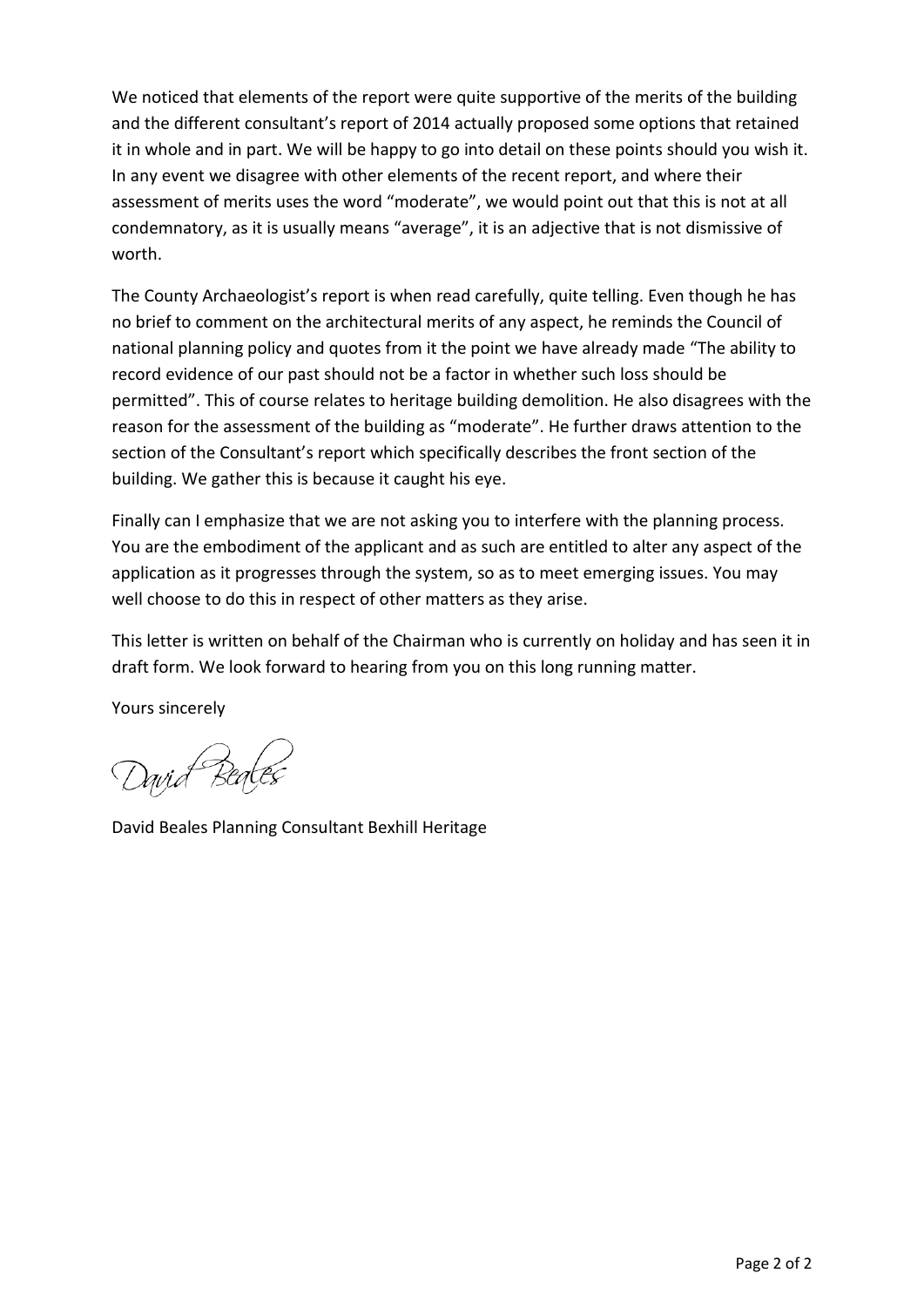We noticed that elements of the report were quite supportive of the merits of the building and the different consultant's report of 2014 actually proposed some options that retained it in whole and in part. We will be happy to go into detail on these points should you wish it. In any event we disagree with other elements of the recent report, and where their assessment of merits uses the word "moderate", we would point out that this is not at all condemnatory, as it is usually means "average", it is an adjective that is not dismissive of worth.

The County Archaeologist's report is when read carefully, quite telling. Even though he has no brief to comment on the architectural merits of any aspect, he reminds the Council of national planning policy and quotes from it the point we have already made "The ability to record evidence of our past should not be a factor in whether such loss should be permitted". This of course relates to heritage building demolition. He also disagrees with the reason for the assessment of the building as "moderate". He further draws attention to the section of the Consultant's report which specifically describes the front section of the building. We gather this is because it caught his eye.

Finally can I emphasize that we are not asking you to interfere with the planning process. You are the embodiment of the applicant and as such are entitled to alter any aspect of the application as it progresses through the system, so as to meet emerging issues. You may well choose to do this in respect of other matters as they arise.

This letter is written on behalf of the Chairman who is currently on holiday and has seen it in draft form. We look forward to hearing from you on this long running matter.

Yours sincerely

David Beales

David Beales Planning Consultant Bexhill Heritage